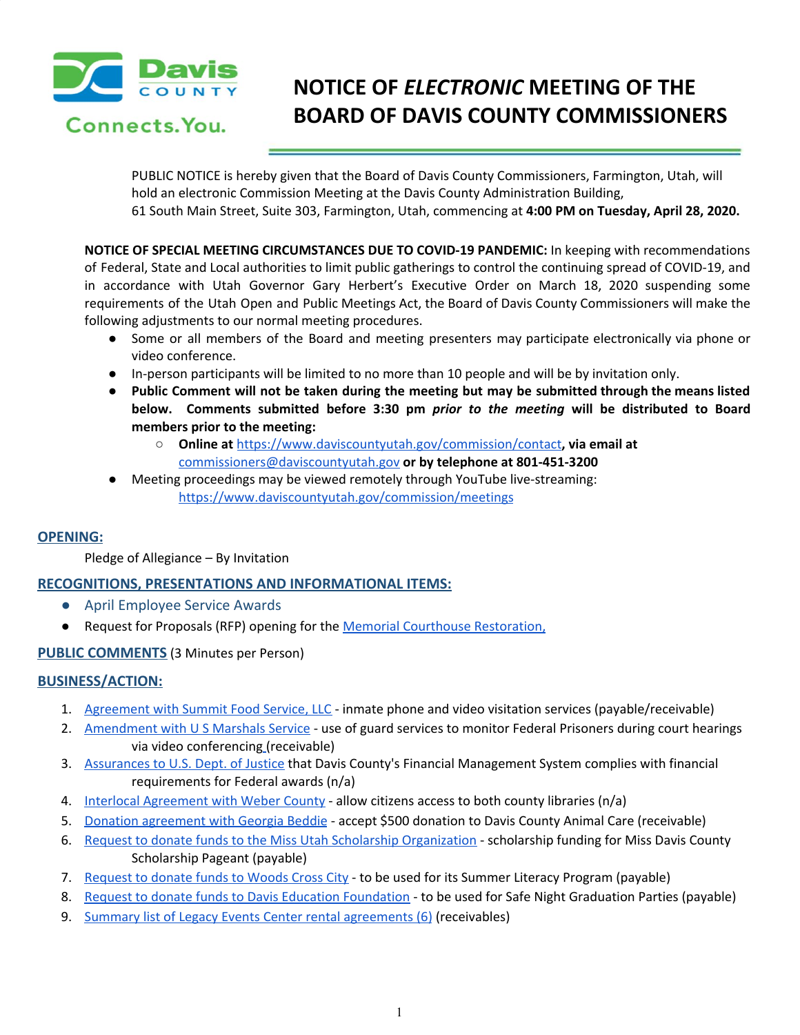Davis COUNTY Connects.You.

# NOTICE OF *ELECTRONIC* MEETING OF THE BOARD OF DAVIS COUNTY COMMISSIONERS

PUBLIC NOTICE is hereby given that the Board of Davis County Commissioners, Farmington, Utah, will hold an electronic Commission Meeting at the Davis County Administration Building, 61 South Main Street, Suite 303, Farmington, Utah, commencing at **4:00 PM on Tuesday, April 28, 2020.**

**NOTICE OF SPECIAL MEETING CIRCUMSTANCES DUE TO COVID-19 PANDEMIC:** In keeping with recommendations of Federal, State and Local authorities to limit public gatherings to control the continuing spread of COVID-19, and in accordance with Utah Governor Gary Herbert's Executive Order on March 18, 2020 suspending some requirements of the Utah Open and Public Meetings Act, the Board of Davis County Commissioners will make the following adjustments to our normal meeting procedures.

- Some or all members of the Board and meeting presenters may participate electronically via phone or video conference.
- In-person participants will be limited to no more than 10 people and will be by invitation only.
- **Public Comment will not be taken during the meeting but may be submitted through the means listed below. Comments submitted before 3:30 pm *prior to the meeting* will be distributed to Board members prior to the meeting:**
  - **Online at** https://www.daviscountyutah.gov/commission/contact**, via email at** commissioners@daviscountyutah.gov **or by telephone at 801-451-3200**
- Meeting proceedings may be viewed remotely through YouTube live-streaming: https://www.daviscountyutah.gov/commission/meetings

## OPENING:

Pledge of Allegiance – By Invitation

## RECOGNITIONS, PRESENTATIONS AND INFORMATIONAL ITEMS:

- April Employee Service Awards
- Request for Proposals (RFP) opening for the Memorial Courthouse Restoration,

## PUBLIC COMMENTS (3 Minutes per Person)

## BUSINESS/ACTION:

1. Agreement with Summit Food Service, LLC - inmate phone and video visitation services (payable/receivable)
2. Amendment with U S Marshals Service - use of guard services to monitor Federal Prisoners during court hearings via video conferencing (receivable)
3. Assurances to U.S. Dept. of Justice that Davis County's Financial Management System complies with financial requirements for Federal awards (n/a)
4. Interlocal Agreement with Weber County - allow citizens access to both county libraries (n/a)
5. Donation agreement with Georgia Beddie - accept $500 donation to Davis County Animal Care (receivable)
6. Request to donate funds to the Miss Utah Scholarship Organization - scholarship funding for Miss Davis County Scholarship Pageant (payable)
7. Request to donate funds to Woods Cross City - to be used for its Summer Literacy Program (payable)
8. Request to donate funds to Davis Education Foundation - to be used for Safe Night Graduation Parties (payable)
9. Summary list of Legacy Events Center rental agreements (6) (receivables)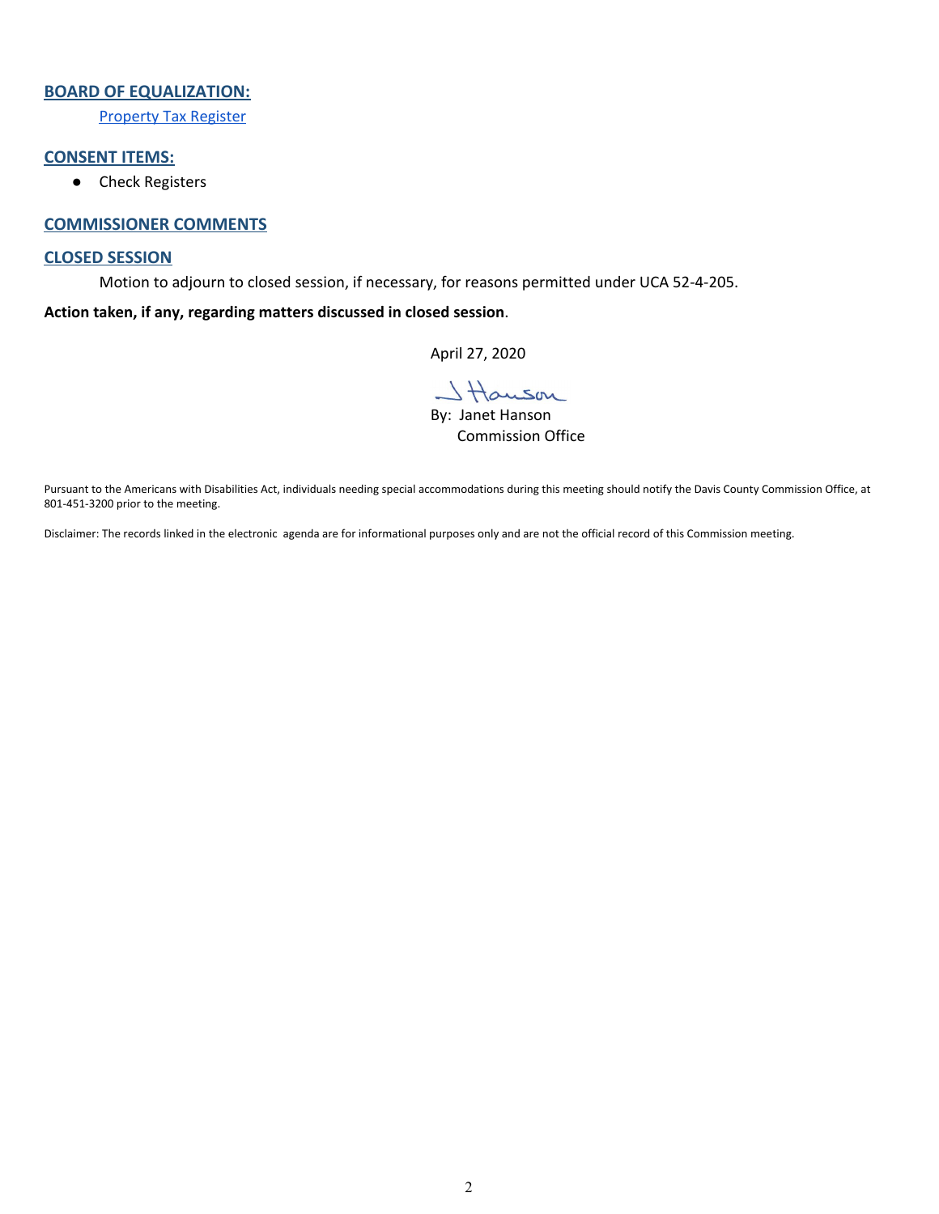## BOARD OF EQUALIZATION:

Property Tax Register

## CONSENT ITEMS:

- Check Registers

## COMMISSIONER COMMENTS

## CLOSED SESSION

Motion to adjourn to closed session, if necessary, for reasons permitted under UCA 52-4-205.

**Action taken, if any, regarding matters discussed in closed session**.

April 27, 2020

J Hanson

By: Janet Hanson
Commission Office

Pursuant to the Americans with Disabilities Act, individuals needing special accommodations during this meeting should notify the Davis County Commission Office, at 801-451-3200 prior to the meeting.

Disclaimer: The records linked in the electronic agenda are for informational purposes only and are not the official record of this Commission meeting.